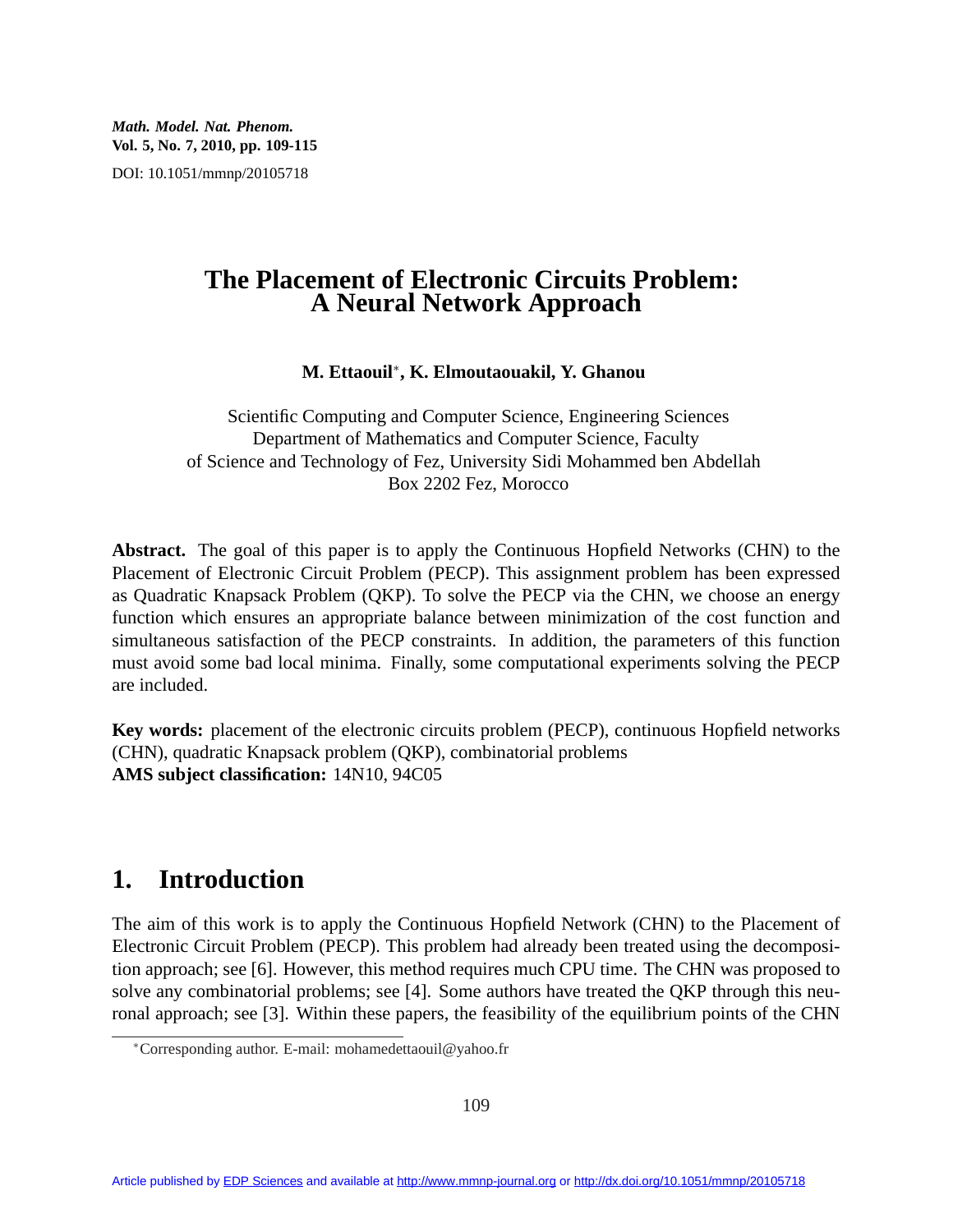# The Placement of Electronic Circuits Problem: A Neural Network Approach

**M. Ettaouil[*], K. Elmoutaouakil, Y. Ghanou**

Scientific Computing and Computer Science, Engineering Sciences
Department of Mathematics and Computer Science, Faculty
of Science and Technology of Fez, University Sidi Mohammed ben Abdellah
Box 2202 Fez, Morocco

**Abstract.** The goal of this paper is to apply the Continuous Hopfield Networks (CHN) to the Placement of Electronic Circuit Problem (PECP). This assignment problem has been expressed as Quadratic Knapsack Problem (QKP). To solve the PECP via the CHN, we choose an energy function which ensures an appropriate balance between minimization of the cost function and simultaneous satisfaction of the PECP constraints. In addition, the parameters of this function must avoid some bad local minima. Finally, some computational experiments solving the PECP are included.

**Key words:** placement of the electronic circuits problem (PECP), continuous Hopfield networks (CHN), quadratic Knapsack problem (QKP), combinatorial problems
**AMS subject classification:** 14N10, 94C05

## 1. Introduction

The aim of this work is to apply the Continuous Hopfield Network (CHN) to the Placement of Electronic Circuit Problem (PECP). This problem had already been treated using the decomposition approach; see [6]. However, this method requires much CPU time. The CHN was proposed to solve any combinatorial problems; see [4]. Some authors have treated the QKP through this neuronal approach; see [3]. Within these papers, the feasibility of the equilibrium points of the CHN

[*]Corresponding author. E-mail: mohamedettaouil@yahoo.fr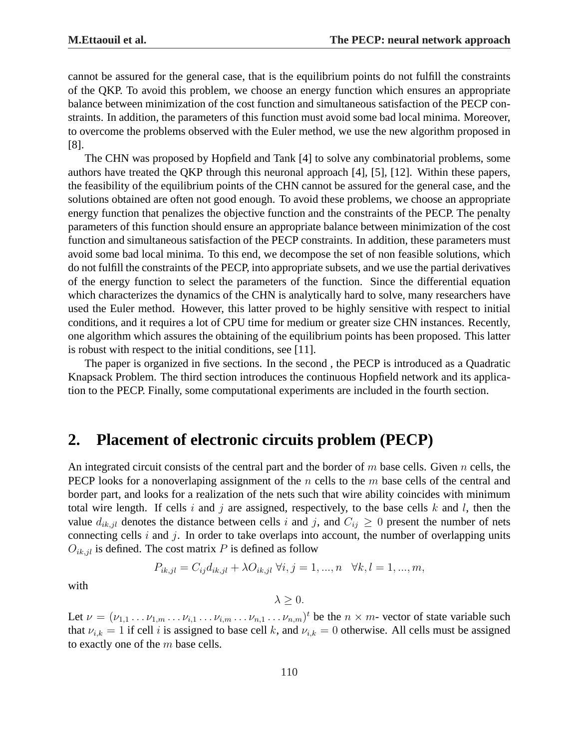cannot be assured for the general case, that is the equilibrium points do not fulfill the constraints of the QKP. To avoid this problem, we choose an energy function which ensures an appropriate balance between minimization of the cost function and simultaneous satisfaction of the PECP constraints. In addition, the parameters of this function must avoid some bad local minima. Moreover, to overcome the problems observed with the Euler method, we use the new algorithm proposed in [8].

The CHN was proposed by Hopfield and Tank [4] to solve any combinatorial problems, some authors have treated the QKP through this neuronal approach [4], [5], [12]. Within these papers, the feasibility of the equilibrium points of the CHN cannot be assured for the general case, and the solutions obtained are often not good enough. To avoid these problems, we choose an appropriate energy function that penalizes the objective function and the constraints of the PECP. The penalty parameters of this function should ensure an appropriate balance between minimization of the cost function and simultaneous satisfaction of the PECP constraints. In addition, these parameters must avoid some bad local minima. To this end, we decompose the set of non feasible solutions, which do not fulfill the constraints of the PECP, into appropriate subsets, and we use the partial derivatives of the energy function to select the parameters of the function. Since the differential equation which characterizes the dynamics of the CHN is analytically hard to solve, many researchers have used the Euler method. However, this latter proved to be highly sensitive with respect to initial conditions, and it requires a lot of CPU time for medium or greater size CHN instances. Recently, one algorithm which assures the obtaining of the equilibrium points has been proposed. This latter is robust with respect to the initial conditions, see [11].

The paper is organized in five sections. In the second , the PECP is introduced as a Quadratic Knapsack Problem. The third section introduces the continuous Hopfield network and its application to the PECP. Finally, some computational experiments are included in the fourth section.

## 2. Placement of electronic circuits problem (PECP)

An integrated circuit consists of the central part and the border of $m$ base cells. Given $n$ cells, the PECP looks for a nonoverlaping assignment of the $n$ cells to the $m$ base cells of the central and border part, and looks for a realization of the nets such that wire ability coincides with minimum total wire length. If cells $i$ and $j$ are assigned, respectively, to the base cells $k$ and $l$, then the value $d_{ik,jl}$ denotes the distance between cells $i$ and $j$, and $C_{ij} \geq 0$ present the number of nets connecting cells $i$ and $j$. In order to take overlaps into account, the number of overlapping units $O_{ik,jl}$ is defined. The cost matrix $P$ is defined as follow

$$P_{ik,jl} = C_{ij}d_{ik,jl} + \lambda O_{ik,jl} \;\forall i, j = 1, ..., n \quad \forall k, l = 1, ..., m,$$

with

$$\lambda \geq 0.$$

Let $\nu = (\nu_{1,1} \ldots \nu_{1,m} \ldots \nu_{i,1} \ldots \nu_{i,m} \ldots \nu_{n,1} \ldots \nu_{n,m})^t$ be the $n \times m$- vector of state variable such that $\nu_{i,k} = 1$ if cell $i$ is assigned to base cell $k$, and $\nu_{i,k} = 0$ otherwise. All cells must be assigned to exactly one of the $m$ base cells.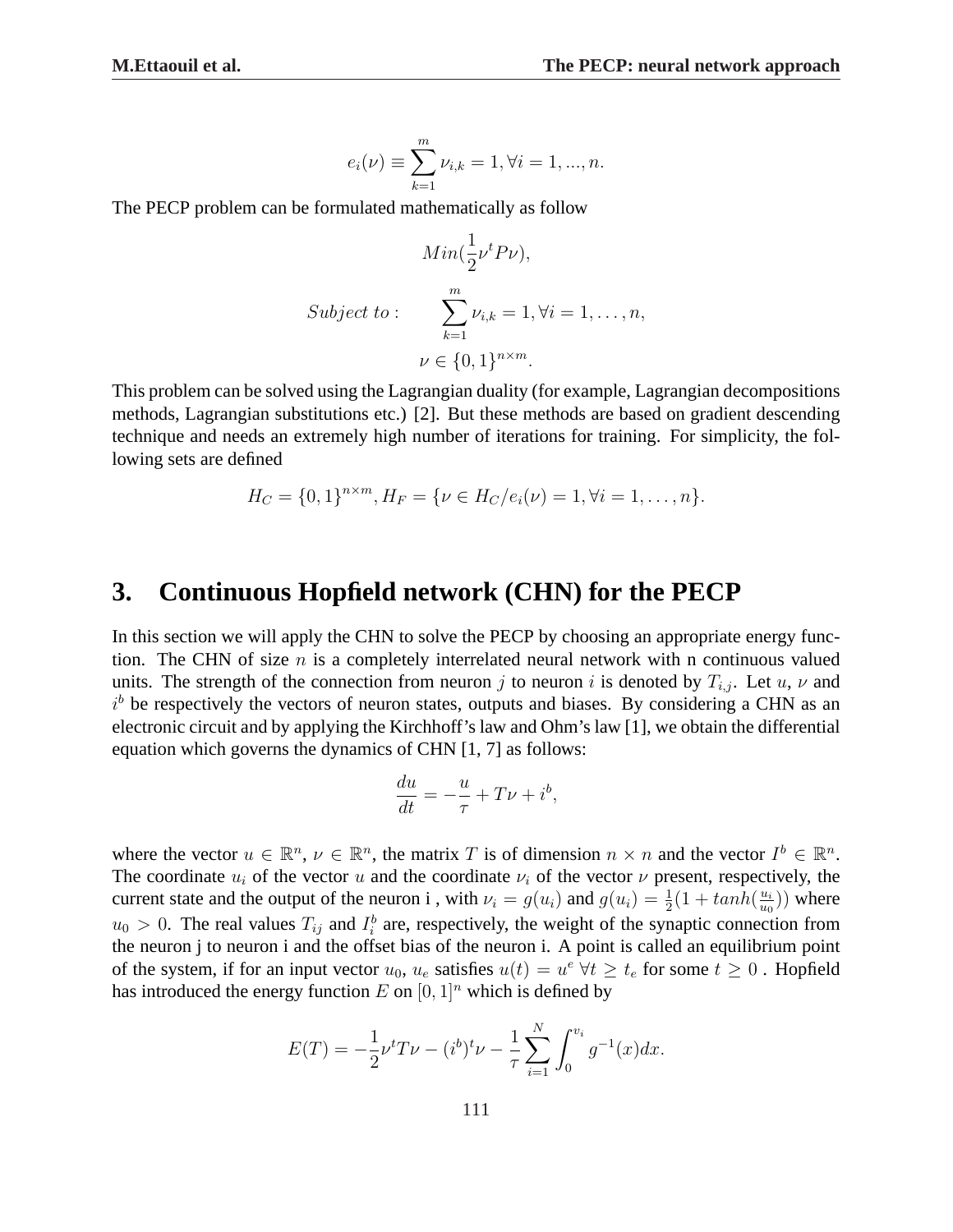$$e_i(\nu) \equiv \sum_{k=1}^{m} \nu_{i,k} = 1, \forall i = 1, ..., n.$$

The PECP problem can be formulated mathematically as follow

$$Min(\frac{1}{2}\nu^t P \nu),$$

$$Subject\ to: \qquad \sum_{k=1}^{m} \nu_{i,k} = 1, \forall i = 1, \ldots, n,$$

$$\nu \in \{0,1\}^{n \times m}.$$

This problem can be solved using the Lagrangian duality (for example, Lagrangian decompositions methods, Lagrangian substitutions etc.) [2]. But these methods are based on gradient descending technique and needs an extremely high number of iterations for training. For simplicity, the following sets are defined

$$H_C = \{0,1\}^{n \times m}, H_F = \{\nu \in H_C / e_i(\nu) = 1, \forall i = 1, \ldots, n\}.$$

# 3. Continuous Hopfield network (CHN) for the PECP

In this section we will apply the CHN to solve the PECP by choosing an appropriate energy function. The CHN of size $n$ is a completely interrelated neural network with n continuous valued units. The strength of the connection from neuron $j$ to neuron $i$ is denoted by $T_{i,j}$. Let $u$, $\nu$ and $i^b$ be respectively the vectors of neuron states, outputs and biases. By considering a CHN as an electronic circuit and by applying the Kirchhoff's law and Ohm's law [1], we obtain the differential equation which governs the dynamics of CHN [1, 7] as follows:

$$\frac{du}{dt} = -\frac{u}{\tau} + T\nu + i^b,$$

where the vector $u \in \mathbb{R}^n$, $\nu \in \mathbb{R}^n$, the matrix $T$ is of dimension $n \times n$ and the vector $I^b \in \mathbb{R}^n$. The coordinate $u_i$ of the vector $u$ and the coordinate $\nu_i$ of the vector $\nu$ present, respectively, the current state and the output of the neuron i , with $\nu_i = g(u_i)$ and $g(u_i) = \frac{1}{2}(1 + tanh(\frac{u_i}{u_0}))$ where $u_0 > 0$. The real values $T_{ij}$ and $I_i^b$ are, respectively, the weight of the synaptic connection from the neuron j to neuron i and the offset bias of the neuron i. A point is called an equilibrium point of the system, if for an input vector $u_0$, $u_e$ satisfies $u(t) = u^e \ \forall t \geq t_e$ for some $t \geq 0$ . Hopfield has introduced the energy function $E$ on $[0,1]^n$ which is defined by

$$E(T) = -\frac{1}{2}\nu^t T \nu - (i^b)^t \nu - \frac{1}{\tau}\sum_{i=1}^{N}\int_0^{v_i} g^{-1}(x)dx.$$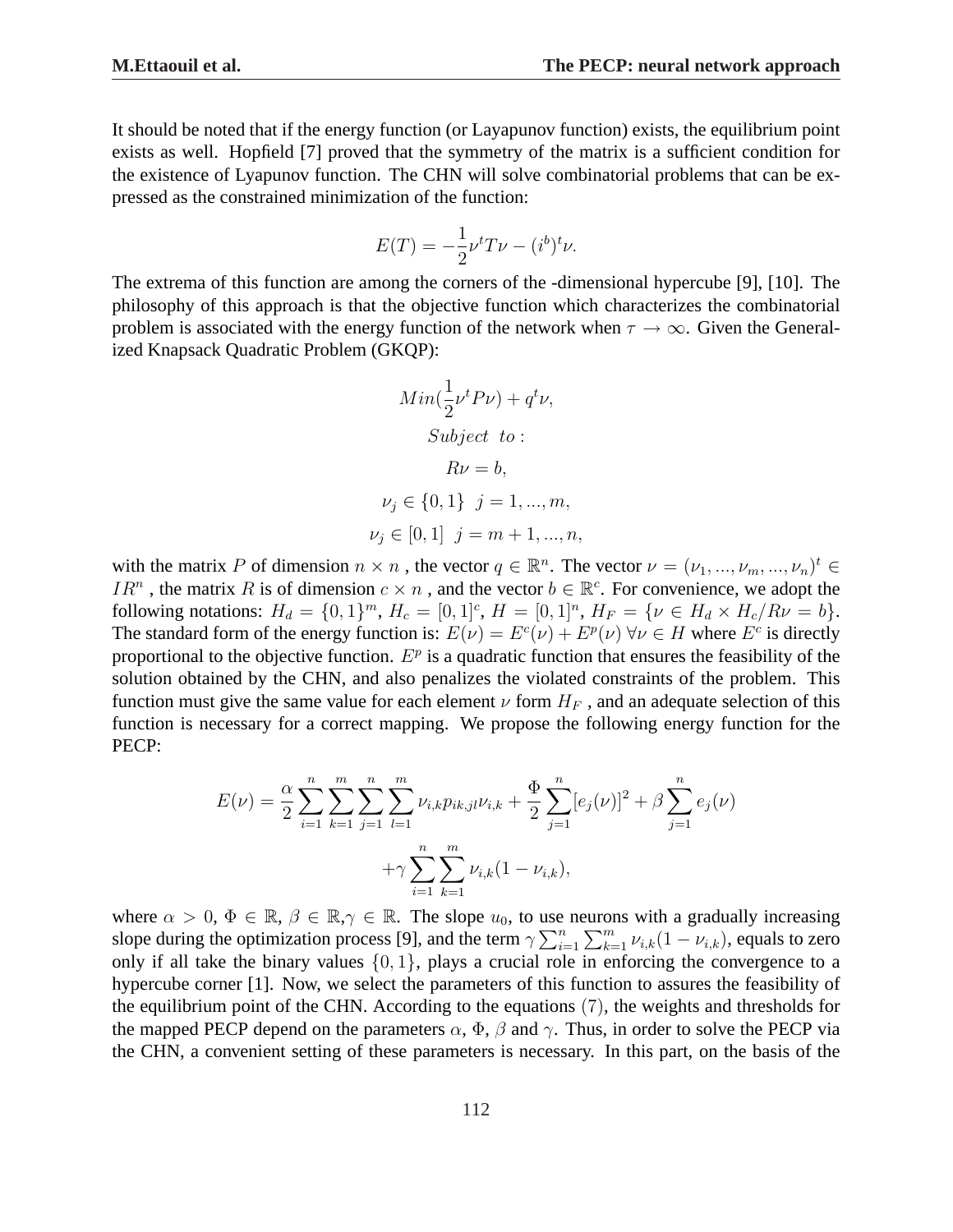It should be noted that if the energy function (or Layapunov function) exists, the equilibrium point exists as well. Hopfield [7] proved that the symmetry of the matrix is a sufficient condition for the existence of Lyapunov function. The CHN will solve combinatorial problems that can be expressed as the constrained minimization of the function:

$$E(T) = -\frac{1}{2}\nu^t T\nu - (i^b)^t\nu.$$

The extrema of this function are among the corners of the -dimensional hypercube [9], [10]. The philosophy of this approach is that the objective function which characterizes the combinatorial problem is associated with the energy function of the network when $\tau \to \infty$. Given the Generalized Knapsack Quadratic Problem (GKQP):

$$Min(\frac{1}{2}\nu^t P\nu) + q^t\nu,$$

$$Subject\ \ to:$$

$$R\nu = b,$$

$$\nu_j \in \{0,1\} \ \ j = 1,...,m,$$

$$\nu_j \in [0,1] \ \ j = m+1,...,n,$$

with the matrix $P$ of dimension $n \times n$ , the vector $q \in \mathbb{R}^n$. The vector $\nu = (\nu_1, ..., \nu_m, ..., \nu_n)^t \in IR^n$ , the matrix $R$ is of dimension $c \times n$ , and the vector $b \in \mathbb{R}^c$. For convenience, we adopt the following notations: $H_d = \{0,1\}^m$, $H_c = [0,1]^c$, $H = [0,1]^n$, $H_F = \{\nu \in H_d \times H_c / R\nu = b\}$. The standard form of the energy function is: $E(\nu) = E^c(\nu) + E^p(\nu)\ \forall \nu \in H$ where $E^c$ is directly proportional to the objective function. $E^p$ is a quadratic function that ensures the feasibility of the solution obtained by the CHN, and also penalizes the violated constraints of the problem. This function must give the same value for each element $\nu$ form $H_F$ , and an adequate selection of this function is necessary for a correct mapping. We propose the following energy function for the PECP:

$$E(\nu) = \frac{\alpha}{2}\sum_{i=1}^{n}\sum_{k=1}^{m}\sum_{j=1}^{n}\sum_{l=1}^{m}\nu_{i,k}p_{ik,jl}\nu_{i,k} + \frac{\Phi}{2}\sum_{j=1}^{n}[e_j(\nu)]^2 + \beta\sum_{j=1}^{n}e_j(\nu)$$

$$+\gamma\sum_{i=1}^{n}\sum_{k=1}^{m}\nu_{i,k}(1-\nu_{i,k}),$$

where $\alpha > 0$, $\Phi \in \mathbb{R}$, $\beta \in \mathbb{R}$,$\gamma \in \mathbb{R}$. The slope $u_0$, to use neurons with a gradually increasing slope during the optimization process [9], and the term $\gamma\sum_{i=1}^{n}\sum_{k=1}^{m}\nu_{i,k}(1-\nu_{i,k})$, equals to zero only if all take the binary values $\{0,1\}$, plays a crucial role in enforcing the convergence to a hypercube corner [1]. Now, we select the parameters of this function to assures the feasibility of the equilibrium point of the CHN. According to the equations $(7)$, the weights and thresholds for the mapped PECP depend on the parameters $\alpha$, $\Phi$, $\beta$ and $\gamma$. Thus, in order to solve the PECP via the CHN, a convenient setting of these parameters is necessary. In this part, on the basis of the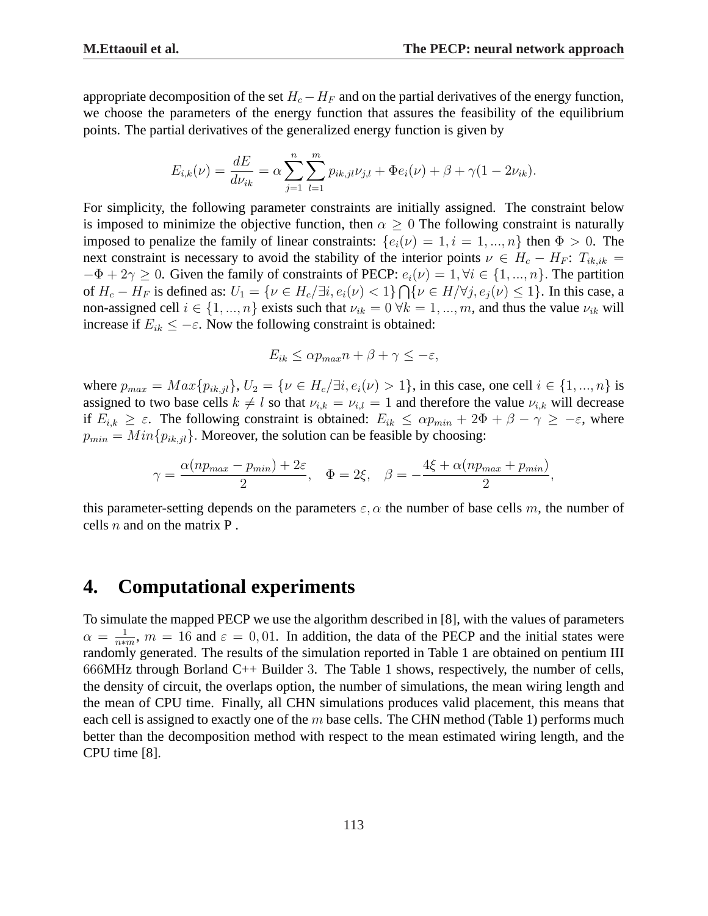appropriate decomposition of the set $H_c - H_F$ and on the partial derivatives of the energy function, we choose the parameters of the energy function that assures the feasibility of the equilibrium points. The partial derivatives of the generalized energy function is given by

$$E_{i,k}(\nu) = \frac{dE}{d\nu_{ik}} = \alpha \sum_{j=1}^{n} \sum_{l=1}^{m} p_{ik,jl}\nu_{j,l} + \Phi e_i(\nu) + \beta + \gamma(1 - 2\nu_{ik}).$$

For simplicity, the following parameter constraints are initially assigned. The constraint below is imposed to minimize the objective function, then $\alpha \geq 0$ The following constraint is naturally imposed to penalize the family of linear constraints: $\{e_i(\nu) = 1, i = 1, ..., n\}$ then $\Phi > 0$. The next constraint is necessary to avoid the stability of the interior points $\nu \in H_c - H_F$: $T_{ik,ik} = -\Phi + 2\gamma \geq 0$. Given the family of constraints of PECP: $e_i(\nu) = 1, \forall i \in \{1, ..., n\}$. The partition of $H_c - H_F$ is defined as: $U_1 = \{\nu \in H_c / \exists i, e_i(\nu) < 1\} \bigcap \{\nu \in H / \forall j, e_j(\nu) \leq 1\}$. In this case, a non-assigned cell $i \in \{1, ..., n\}$ exists such that $\nu_{ik} = 0 \; \forall k = 1, ..., m$, and thus the value $\nu_{ik}$ will increase if $E_{ik} \leq -\varepsilon$. Now the following constraint is obtained:

$$E_{ik} \leq \alpha p_{max} n + \beta + \gamma \leq -\varepsilon,$$

where $p_{max} = Max\{p_{ik,jl}\}$, $U_2 = \{\nu \in H_c / \exists i, e_i(\nu) > 1\}$, in this case, one cell $i \in \{1, ..., n\}$ is assigned to two base cells $k \neq l$ so that $\nu_{i,k} = \nu_{i,l} = 1$ and therefore the value $\nu_{i,k}$ will decrease if $E_{i,k} \geq \varepsilon$. The following constraint is obtained: $E_{ik} \leq \alpha p_{min} + 2\Phi + \beta - \gamma \geq -\varepsilon$, where $p_{min} = Min\{p_{ik,jl}\}$. Moreover, the solution can be feasible by choosing:

$$\gamma = \frac{\alpha(np_{max} - p_{min}) + 2\varepsilon}{2}, \quad \Phi = 2\xi, \quad \beta = -\frac{4\xi + \alpha(np_{max} + p_{min})}{2},$$

this parameter-setting depends on the parameters $\varepsilon, \alpha$ the number of base cells $m$, the number of cells $n$ and on the matrix P .

## 4. Computational experiments

To simulate the mapped PECP we use the algorithm described in [8], with the values of parameters $\alpha = \frac{1}{n*m}$, $m = 16$ and $\varepsilon = 0,01$. In addition, the data of the PECP and the initial states were randomly generated. The results of the simulation reported in Table 1 are obtained on pentium III 666MHz through Borland C++ Builder 3. The Table 1 shows, respectively, the number of cells, the density of circuit, the overlaps option, the number of simulations, the mean wiring length and the mean of CPU time. Finally, all CHN simulations produces valid placement, this means that each cell is assigned to exactly one of the $m$ base cells. The CHN method (Table 1) performs much better than the decomposition method with respect to the mean estimated wiring length, and the CPU time [8].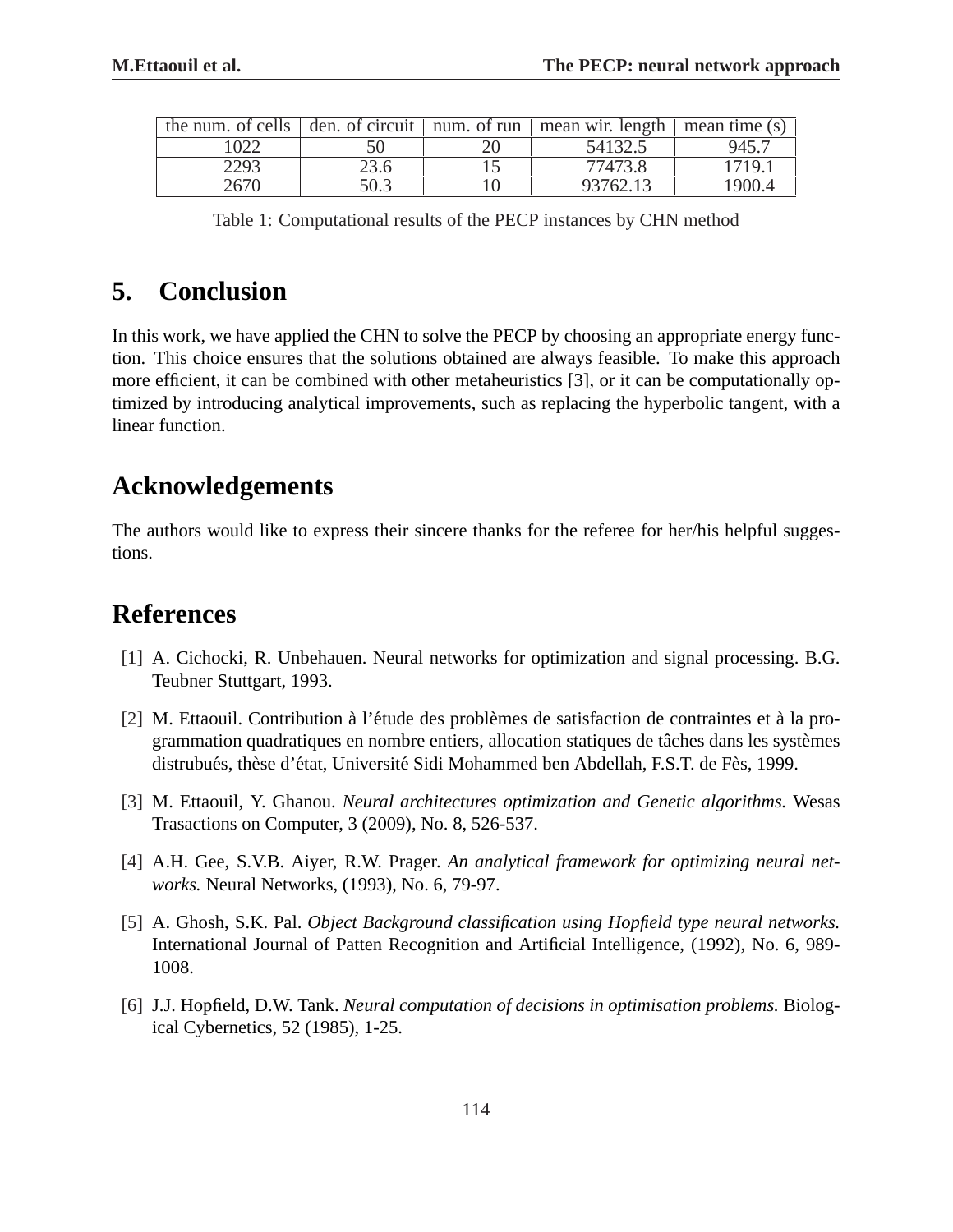| the num. of cells | den. of circuit | num. of run | mean wir. length | mean time (s) |
| --- | --- | --- | --- | --- |
| 1022 | 50 | 20 | 54132.5 | 945.7 |
| 2293 | 23.6 | 15 | 77473.8 | 1719.1 |
| 2670 | 50.3 | 10 | 93762.13 | 1900.4 |

Table 1: Computational results of the PECP instances by CHN method

# 5. Conclusion

In this work, we have applied the CHN to solve the PECP by choosing an appropriate energy function. This choice ensures that the solutions obtained are always feasible. To make this approach more efficient, it can be combined with other metaheuristics [3], or it can be computationally optimized by introducing analytical improvements, such as replacing the hyperbolic tangent, with a linear function.

# Acknowledgements

The authors would like to express their sincere thanks for the referee for her/his helpful suggestions.

# References

[1] A. Cichocki, R. Unbehauen. Neural networks for optimization and signal processing. B.G. Teubner Stuttgart, 1993.

[2] M. Ettaouil. Contribution à l'étude des problèmes de satisfaction de contraintes et à la programmation quadratiques en nombre entiers, allocation statiques de tâches dans les systèmes distrubués, thèse d'état, Université Sidi Mohammed ben Abdellah, F.S.T. de Fès, 1999.

[3] M. Ettaouil, Y. Ghanou. *Neural architectures optimization and Genetic algorithms.* Wesas Trasactions on Computer, 3 (2009), No. 8, 526-537.

[4] A.H. Gee, S.V.B. Aiyer, R.W. Prager. *An analytical framework for optimizing neural networks.* Neural Networks, (1993), No. 6, 79-97.

[5] A. Ghosh, S.K. Pal. *Object Background classification using Hopfield type neural networks.* International Journal of Patten Recognition and Artificial Intelligence, (1992), No. 6, 989-1008.

[6] J.J. Hopfield, D.W. Tank. *Neural computation of decisions in optimisation problems.* Biological Cybernetics, 52 (1985), 1-25.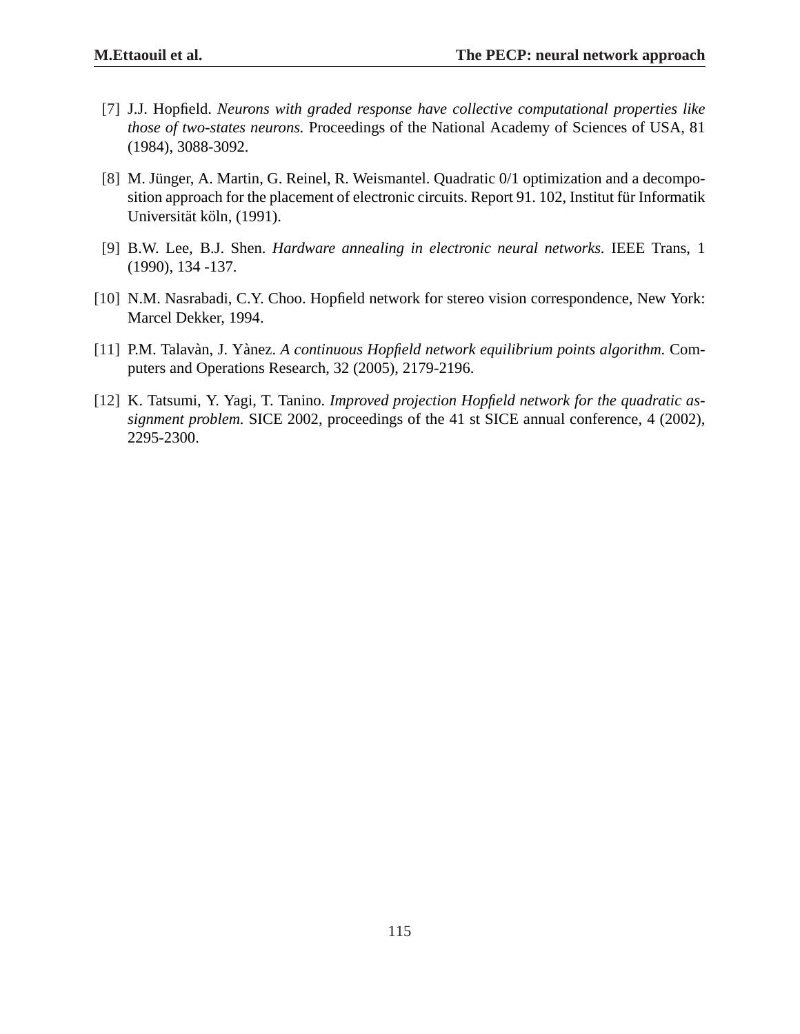[7] J.J. Hopfield. *Neurons with graded response have collective computational properties like those of two-states neurons.* Proceedings of the National Academy of Sciences of USA, 81 (1984), 3088-3092.

[8] M. Jünger, A. Martin, G. Reinel, R. Weismantel. Quadratic 0/1 optimization and a decomposition approach for the placement of electronic circuits. Report 91. 102, Institut für Informatik Universität köln, (1991).

[9] B.W. Lee, B.J. Shen. *Hardware annealing in electronic neural networks.* IEEE Trans, 1 (1990), 134 -137.

[10] N.M. Nasrabadi, C.Y. Choo. Hopfield network for stereo vision correspondence, New York: Marcel Dekker, 1994.

[11] P.M. Talavàn, J. Yànez. *A continuous Hopfield network equilibrium points algorithm.* Computers and Operations Research, 32 (2005), 2179-2196.

[12] K. Tatsumi, Y. Yagi, T. Tanino. *Improved projection Hopfield network for the quadratic assignment problem.* SICE 2002, proceedings of the 41 st SICE annual conference, 4 (2002), 2295-2300.